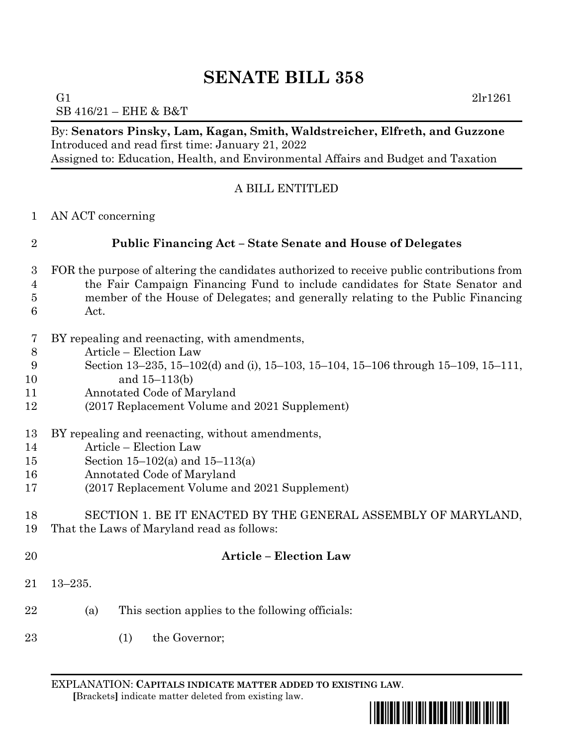# SENATE BILL 358

G1 2lr1261
SB 416/21 – EHE & B&T

By: **Senators Pinsky, Lam, Kagan, Smith, Waldstreicher, Elfreth, and Guzzone**
Introduced and read first time: January 21, 2022
Assigned to: Education, Health, and Environmental Affairs and Budget and Taxation

A BILL ENTITLED

1 AN ACT concerning

2 **Public Financing Act – State Senate and House of Delegates**

3 FOR the purpose of altering the candidates authorized to receive public contributions from
4 the Fair Campaign Financing Fund to include candidates for State Senator and
5 member of the House of Delegates; and generally relating to the Public Financing
6 Act.

7 BY repealing and reenacting, with amendments,
8 Article – Election Law
9 Section 13–235, 15–102(d) and (i), 15–103, 15–104, 15–106 through 15–109, 15–111,
10 and 15–113(b)
11 Annotated Code of Maryland
12 (2017 Replacement Volume and 2021 Supplement)

13 BY repealing and reenacting, without amendments,
14 Article – Election Law
15 Section 15–102(a) and 15–113(a)
16 Annotated Code of Maryland
17 (2017 Replacement Volume and 2021 Supplement)

18 SECTION 1. BE IT ENACTED BY THE GENERAL ASSEMBLY OF MARYLAND,
19 That the Laws of Maryland read as follows:

20 **Article – Election Law**

21 13–235.

22 (a) This section applies to the following officials:

23 (1) the Governor;

EXPLANATION: **CAPITALS INDICATE MATTER ADDED TO EXISTING LAW.**
**[**Brackets**]** indicate matter deleted from existing law.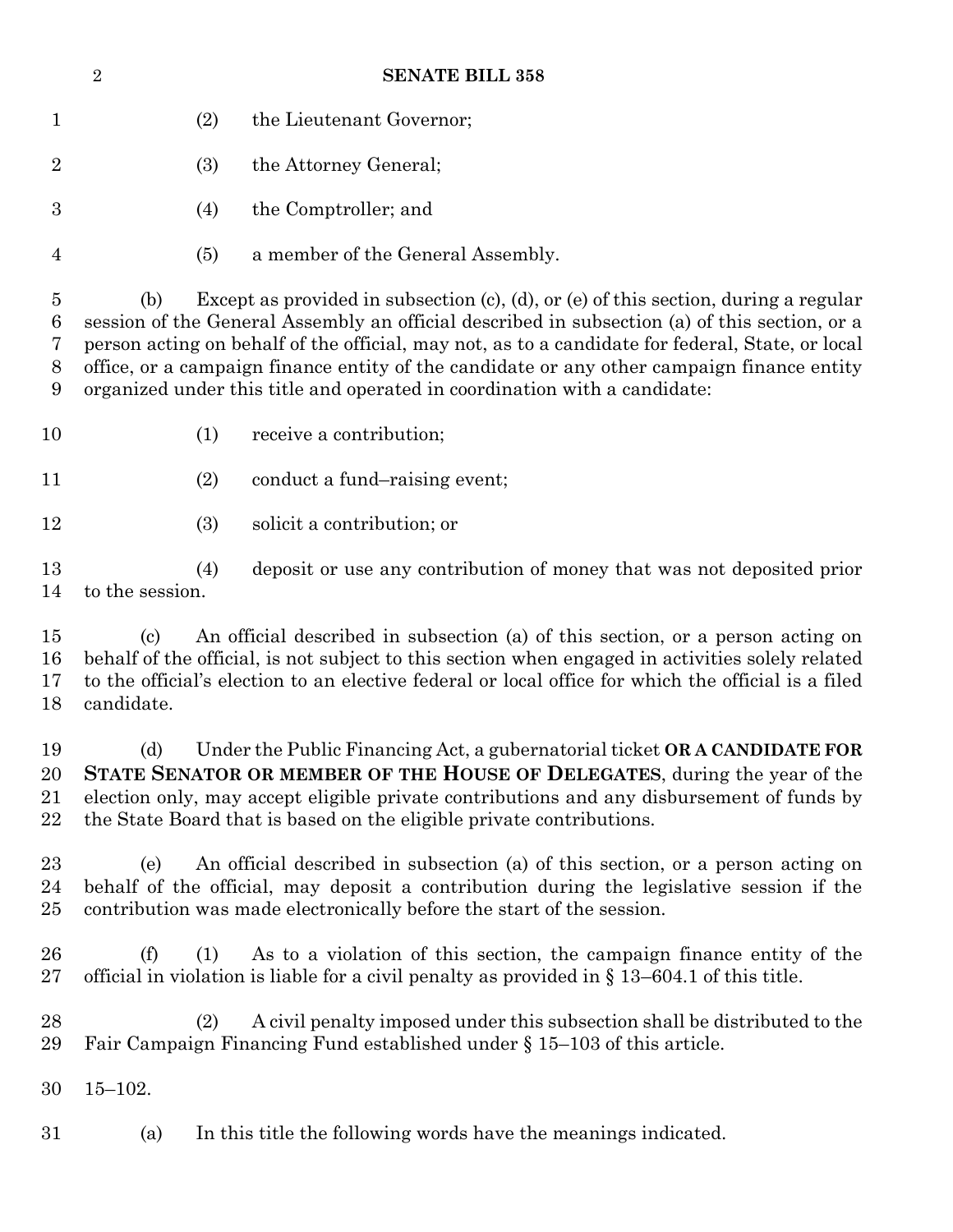(2) the Lieutenant Governor;

(3) the Attorney General;

(4) the Comptroller; and

(5) a member of the General Assembly.

(b) Except as provided in subsection (c), (d), or (e) of this section, during a regular session of the General Assembly an official described in subsection (a) of this section, or a person acting on behalf of the official, may not, as to a candidate for federal, State, or local office, or a campaign finance entity of the candidate or any other campaign finance entity organized under this title and operated in coordination with a candidate:

(1) receive a contribution;

(2) conduct a fund–raising event;

(3) solicit a contribution; or

(4) deposit or use any contribution of money that was not deposited prior to the session.

(c) An official described in subsection (a) of this section, or a person acting on behalf of the official, is not subject to this section when engaged in activities solely related to the official's election to an elective federal or local office for which the official is a filed candidate.

(d) Under the Public Financing Act, a gubernatorial ticket **OR A CANDIDATE FOR STATE SENATOR OR MEMBER OF THE HOUSE OF DELEGATES**, during the year of the election only, may accept eligible private contributions and any disbursement of funds by the State Board that is based on the eligible private contributions.

(e) An official described in subsection (a) of this section, or a person acting on behalf of the official, may deposit a contribution during the legislative session if the contribution was made electronically before the start of the session.

(f) (1) As to a violation of this section, the campaign finance entity of the official in violation is liable for a civil penalty as provided in § 13–604.1 of this title.

(2) A civil penalty imposed under this subsection shall be distributed to the Fair Campaign Financing Fund established under § 15–103 of this article.

15–102.

(a) In this title the following words have the meanings indicated.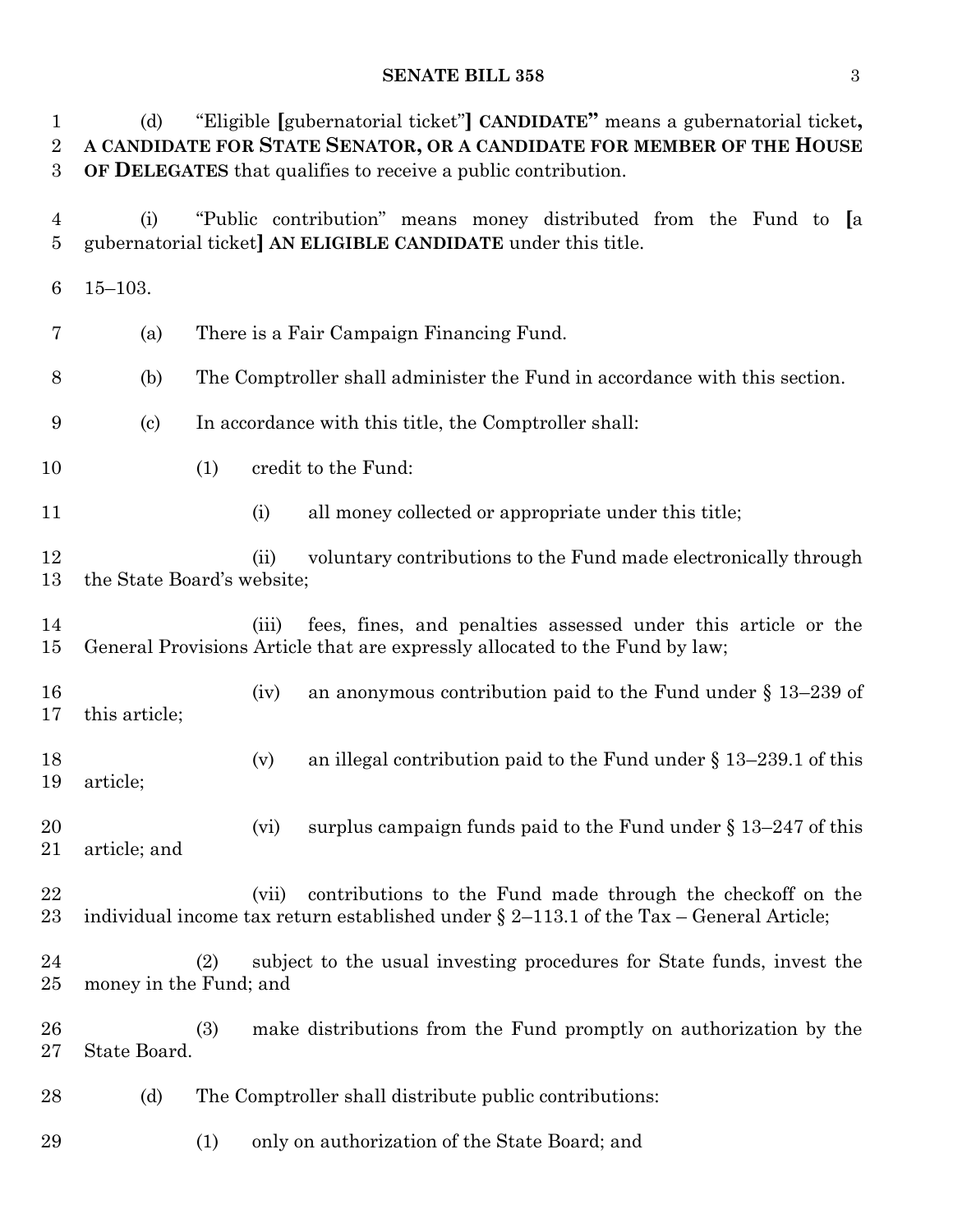(d) "Eligible [gubernatorial ticket"] **CANDIDATE"** means a gubernatorial ticket**, A CANDIDATE FOR STATE SENATOR, OR A CANDIDATE FOR MEMBER OF THE HOUSE OF DELEGATES** that qualifies to receive a public contribution.

(i) "Public contribution" means money distributed from the Fund to [a gubernatorial ticket] **AN ELIGIBLE CANDIDATE** under this title.

15–103.

(a) There is a Fair Campaign Financing Fund.

(b) The Comptroller shall administer the Fund in accordance with this section.

(c) In accordance with this title, the Comptroller shall:

(1) credit to the Fund:

(i) all money collected or appropriate under this title;

(ii) voluntary contributions to the Fund made electronically through the State Board's website;

(iii) fees, fines, and penalties assessed under this article or the General Provisions Article that are expressly allocated to the Fund by law;

(iv) an anonymous contribution paid to the Fund under § 13–239 of this article;

(v) an illegal contribution paid to the Fund under § 13–239.1 of this article;

(vi) surplus campaign funds paid to the Fund under § 13–247 of this article; and

(vii) contributions to the Fund made through the checkoff on the individual income tax return established under § 2–113.1 of the Tax – General Article;

(2) subject to the usual investing procedures for State funds, invest the money in the Fund; and

(3) make distributions from the Fund promptly on authorization by the State Board.

(d) The Comptroller shall distribute public contributions:

(1) only on authorization of the State Board; and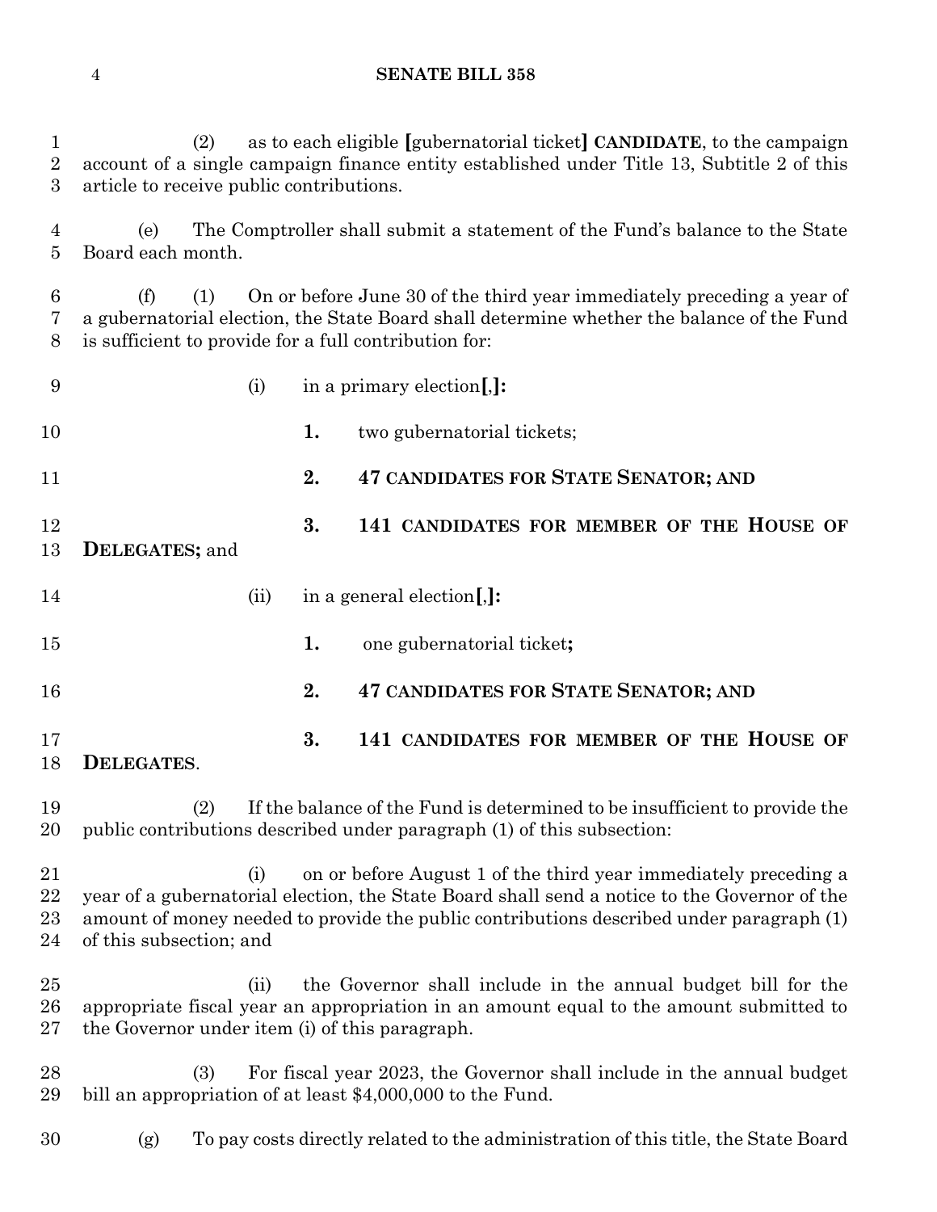(2) as to each eligible [gubernatorial ticket] **CANDIDATE**, to the campaign account of a single campaign finance entity established under Title 13, Subtitle 2 of this article to receive public contributions.

(e) The Comptroller shall submit a statement of the Fund's balance to the State Board each month.

(f) (1) On or before June 30 of the third year immediately preceding a year of a gubernatorial election, the State Board shall determine whether the balance of the Fund is sufficient to provide for a full contribution for:

(i) in a primary election[,]**:**

**1.** two gubernatorial tickets;

**2. 47 CANDIDATES FOR STATE SENATOR; AND**

**3. 141 CANDIDATES FOR MEMBER OF THE HOUSE OF DELEGATES;** and

(ii) in a general election[,]**:**

**1.** one gubernatorial ticket**;**

**2. 47 CANDIDATES FOR STATE SENATOR; AND**

**3. 141 CANDIDATES FOR MEMBER OF THE HOUSE OF DELEGATES**.

(2) If the balance of the Fund is determined to be insufficient to provide the public contributions described under paragraph (1) of this subsection:

(i) on or before August 1 of the third year immediately preceding a year of a gubernatorial election, the State Board shall send a notice to the Governor of the amount of money needed to provide the public contributions described under paragraph (1) of this subsection; and

(ii) the Governor shall include in the annual budget bill for the appropriate fiscal year an appropriation in an amount equal to the amount submitted to the Governor under item (i) of this paragraph.

(3) For fiscal year 2023, the Governor shall include in the annual budget bill an appropriation of at least $4,000,000 to the Fund.

(g) To pay costs directly related to the administration of this title, the State Board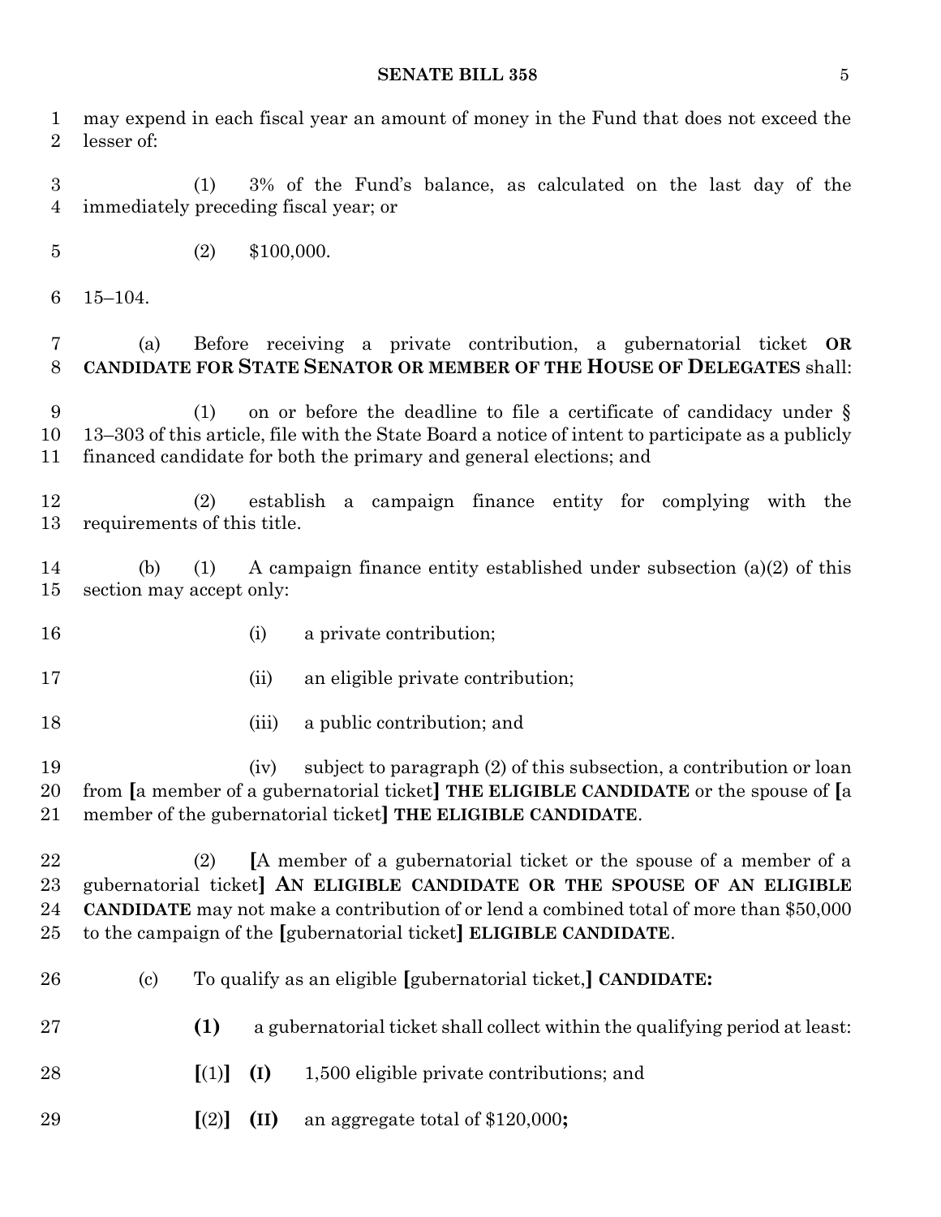may expend in each fiscal year an amount of money in the Fund that does not exceed the lesser of:

(1) 3% of the Fund's balance, as calculated on the last day of the immediately preceding fiscal year; or

(2) $100,000.

15–104.

(a) Before receiving a private contribution, a gubernatorial ticket **OR CANDIDATE FOR STATE SENATOR OR MEMBER OF THE HOUSE OF DELEGATES** shall:

(1) on or before the deadline to file a certificate of candidacy under § 13–303 of this article, file with the State Board a notice of intent to participate as a publicly financed candidate for both the primary and general elections; and

(2) establish a campaign finance entity for complying with the requirements of this title.

(b) (1) A campaign finance entity established under subsection (a)(2) of this section may accept only:

(i) a private contribution;

(ii) an eligible private contribution;

(iii) a public contribution; and

(iv) subject to paragraph (2) of this subsection, a contribution or loan from **[**a member of a gubernatorial ticket**]** **THE ELIGIBLE CANDIDATE** or the spouse of **[**a member of the gubernatorial ticket**]** **THE ELIGIBLE CANDIDATE**.

(2) **[**A member of a gubernatorial ticket or the spouse of a member of a gubernatorial ticket**]** **AN ELIGIBLE CANDIDATE OR THE SPOUSE OF AN ELIGIBLE CANDIDATE** may not make a contribution of or lend a combined total of more than $50,000 to the campaign of the **[**gubernatorial ticket**]** **ELIGIBLE CANDIDATE**.

(c) To qualify as an eligible **[**gubernatorial ticket,**]** **CANDIDATE:**

**(1)** a gubernatorial ticket shall collect within the qualifying period at least:

**[**(1)**]** **(I)** 1,500 eligible private contributions; and

**[**(2)**]** **(II)** an aggregate total of $120,000**;**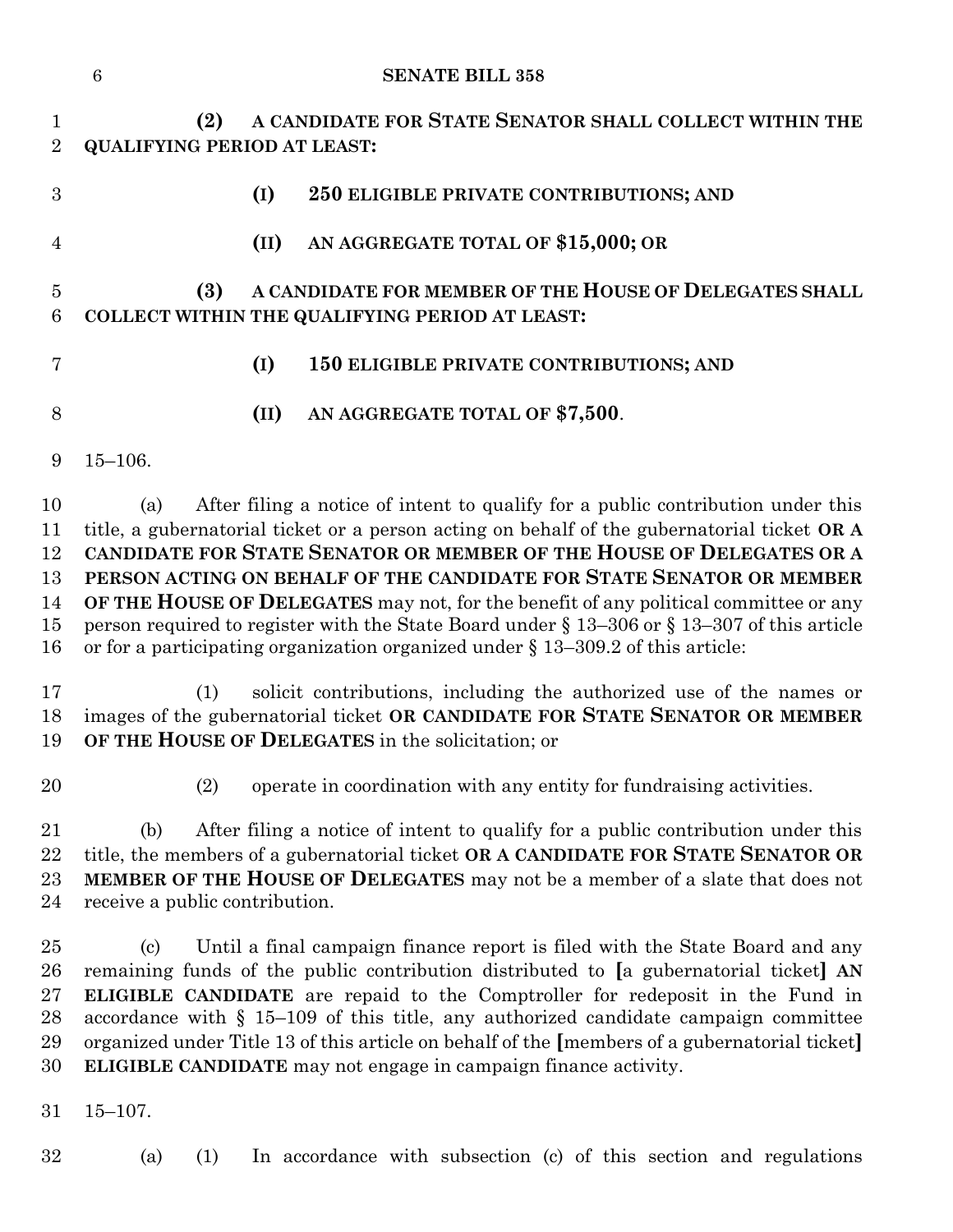**(2) A CANDIDATE FOR STATE SENATOR SHALL COLLECT WITHIN THE QUALIFYING PERIOD AT LEAST:**

**(I) 250 ELIGIBLE PRIVATE CONTRIBUTIONS; AND**

**(II) AN AGGREGATE TOTAL OF $15,000; OR**

**(3) A CANDIDATE FOR MEMBER OF THE HOUSE OF DELEGATES SHALL COLLECT WITHIN THE QUALIFYING PERIOD AT LEAST:**

**(I) 150 ELIGIBLE PRIVATE CONTRIBUTIONS; AND**

**(II) AN AGGREGATE TOTAL OF $7,500**.

15–106.

(a) After filing a notice of intent to qualify for a public contribution under this title, a gubernatorial ticket or a person acting on behalf of the gubernatorial ticket **OR A CANDIDATE FOR STATE SENATOR OR MEMBER OF THE HOUSE OF DELEGATES OR A PERSON ACTING ON BEHALF OF THE CANDIDATE FOR STATE SENATOR OR MEMBER OF THE HOUSE OF DELEGATES** may not, for the benefit of any political committee or any person required to register with the State Board under § 13–306 or § 13–307 of this article or for a participating organization organized under § 13–309.2 of this article:

(1) solicit contributions, including the authorized use of the names or images of the gubernatorial ticket **OR CANDIDATE FOR STATE SENATOR OR MEMBER OF THE HOUSE OF DELEGATES** in the solicitation; or

(2) operate in coordination with any entity for fundraising activities.

(b) After filing a notice of intent to qualify for a public contribution under this title, the members of a gubernatorial ticket **OR A CANDIDATE FOR STATE SENATOR OR MEMBER OF THE HOUSE OF DELEGATES** may not be a member of a slate that does not receive a public contribution.

(c) Until a final campaign finance report is filed with the State Board and any remaining funds of the public contribution distributed to **[**a gubernatorial ticket**]** **AN ELIGIBLE CANDIDATE** are repaid to the Comptroller for redeposit in the Fund in accordance with § 15–109 of this title, any authorized candidate campaign committee organized under Title 13 of this article on behalf of the **[**members of a gubernatorial ticket**]** **ELIGIBLE CANDIDATE** may not engage in campaign finance activity.

15–107.

(a) (1) In accordance with subsection (c) of this section and regulations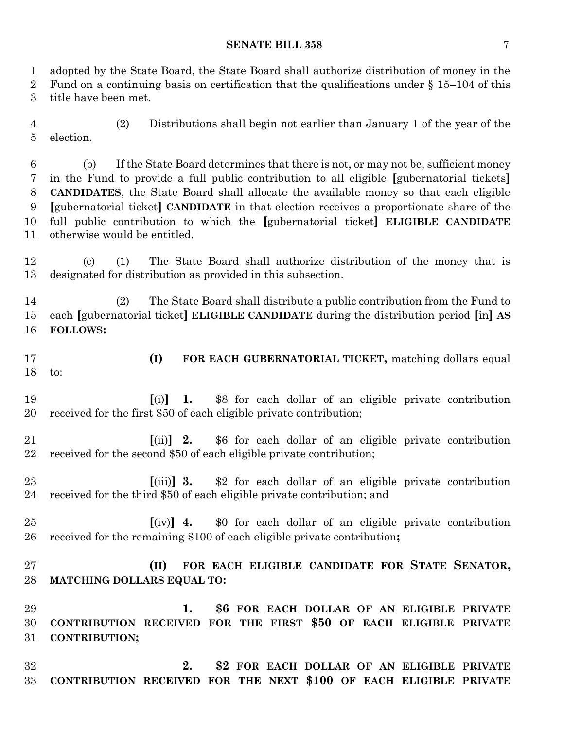adopted by the State Board, the State Board shall authorize distribution of money in the Fund on a continuing basis on certification that the qualifications under § 15–104 of this title have been met.

(2) Distributions shall begin not earlier than January 1 of the year of the election.

(b) If the State Board determines that there is not, or may not be, sufficient money in the Fund to provide a full public contribution to all eligible [gubernatorial tickets] **CANDIDATES**, the State Board shall allocate the available money so that each eligible [gubernatorial ticket] **CANDIDATE** in that election receives a proportionate share of the full public contribution to which the [gubernatorial ticket] **ELIGIBLE CANDIDATE** otherwise would be entitled.

(c) (1) The State Board shall authorize distribution of the money that is designated for distribution as provided in this subsection.

(2) The State Board shall distribute a public contribution from the Fund to each [gubernatorial ticket] **ELIGIBLE CANDIDATE** during the distribution period [in] **AS FOLLOWS:**

**(I) FOR EACH GUBERNATORIAL TICKET,** matching dollars equal to:

[(i)] **1.** $8 for each dollar of an eligible private contribution received for the first $50 of each eligible private contribution;

[(ii)] **2.** $6 for each dollar of an eligible private contribution received for the second $50 of each eligible private contribution;

[(iii)] **3.** $2 for each dollar of an eligible private contribution received for the third $50 of each eligible private contribution; and

[(iv)] **4.** $0 for each dollar of an eligible private contribution received for the remaining $100 of each eligible private contribution**;**

**(II) FOR EACH ELIGIBLE CANDIDATE FOR STATE SENATOR, MATCHING DOLLARS EQUAL TO:**

**1. $6 FOR EACH DOLLAR OF AN ELIGIBLE PRIVATE CONTRIBUTION RECEIVED FOR THE FIRST $50 OF EACH ELIGIBLE PRIVATE CONTRIBUTION;**

**2. $2 FOR EACH DOLLAR OF AN ELIGIBLE PRIVATE CONTRIBUTION RECEIVED FOR THE NEXT $100 OF EACH ELIGIBLE PRIVATE**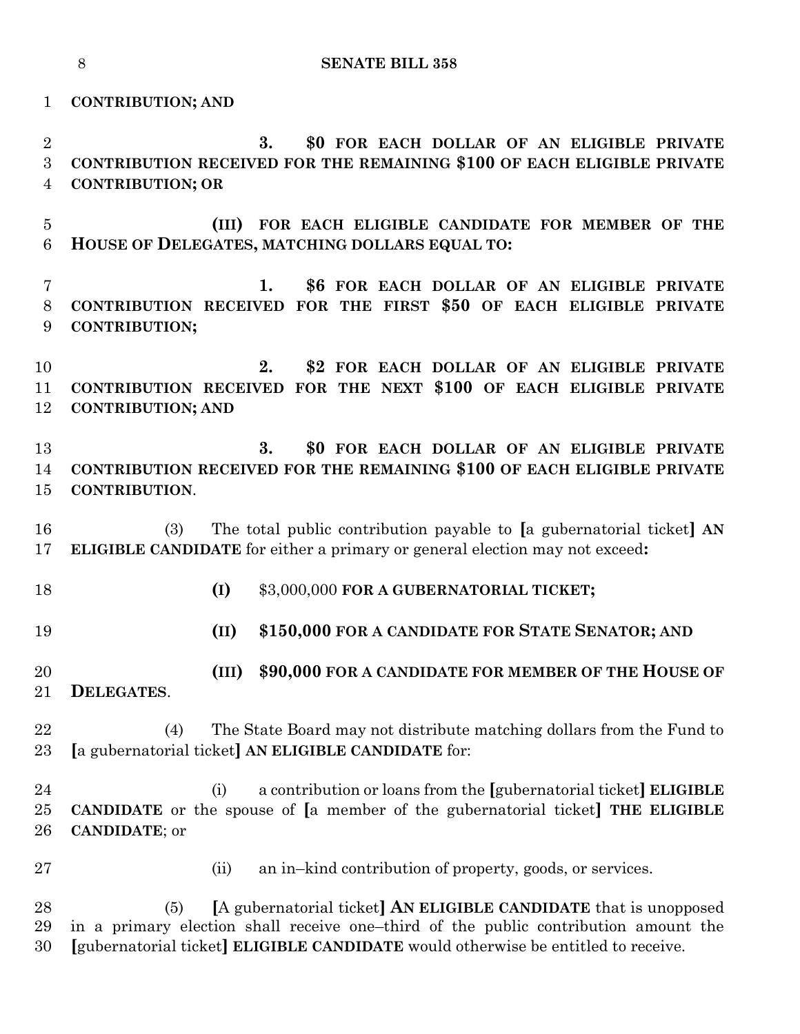**CONTRIBUTION; AND**

**3. $0 FOR EACH DOLLAR OF AN ELIGIBLE PRIVATE CONTRIBUTION RECEIVED FOR THE REMAINING $100 OF EACH ELIGIBLE PRIVATE CONTRIBUTION; OR**

**(III) FOR EACH ELIGIBLE CANDIDATE FOR MEMBER OF THE HOUSE OF DELEGATES, MATCHING DOLLARS EQUAL TO:**

**1. $6 FOR EACH DOLLAR OF AN ELIGIBLE PRIVATE CONTRIBUTION RECEIVED FOR THE FIRST $50 OF EACH ELIGIBLE PRIVATE CONTRIBUTION;**

**2. $2 FOR EACH DOLLAR OF AN ELIGIBLE PRIVATE CONTRIBUTION RECEIVED FOR THE NEXT $100 OF EACH ELIGIBLE PRIVATE CONTRIBUTION; AND**

**3. $0 FOR EACH DOLLAR OF AN ELIGIBLE PRIVATE CONTRIBUTION RECEIVED FOR THE REMAINING $100 OF EACH ELIGIBLE PRIVATE CONTRIBUTION**.

(3) The total public contribution payable to **[**a gubernatorial ticket**] AN ELIGIBLE CANDIDATE** for either a primary or general election may not exceed**:**

**(I)** $3,000,000 **FOR A GUBERNATORIAL TICKET;**

**(II) $150,000 FOR A CANDIDATE FOR STATE SENATOR; AND**

**(III) $90,000 FOR A CANDIDATE FOR MEMBER OF THE HOUSE OF DELEGATES**.

(4) The State Board may not distribute matching dollars from the Fund to **[**a gubernatorial ticket**] AN ELIGIBLE CANDIDATE** for:

(i) a contribution or loans from the **[**gubernatorial ticket**] ELIGIBLE CANDIDATE** or the spouse of **[**a member of the gubernatorial ticket**] THE ELIGIBLE CANDIDATE**; or

(ii) an in–kind contribution of property, goods, or services.

(5) **[**A gubernatorial ticket**] AN ELIGIBLE CANDIDATE** that is unopposed in a primary election shall receive one–third of the public contribution amount the **[**gubernatorial ticket**] ELIGIBLE CANDIDATE** would otherwise be entitled to receive.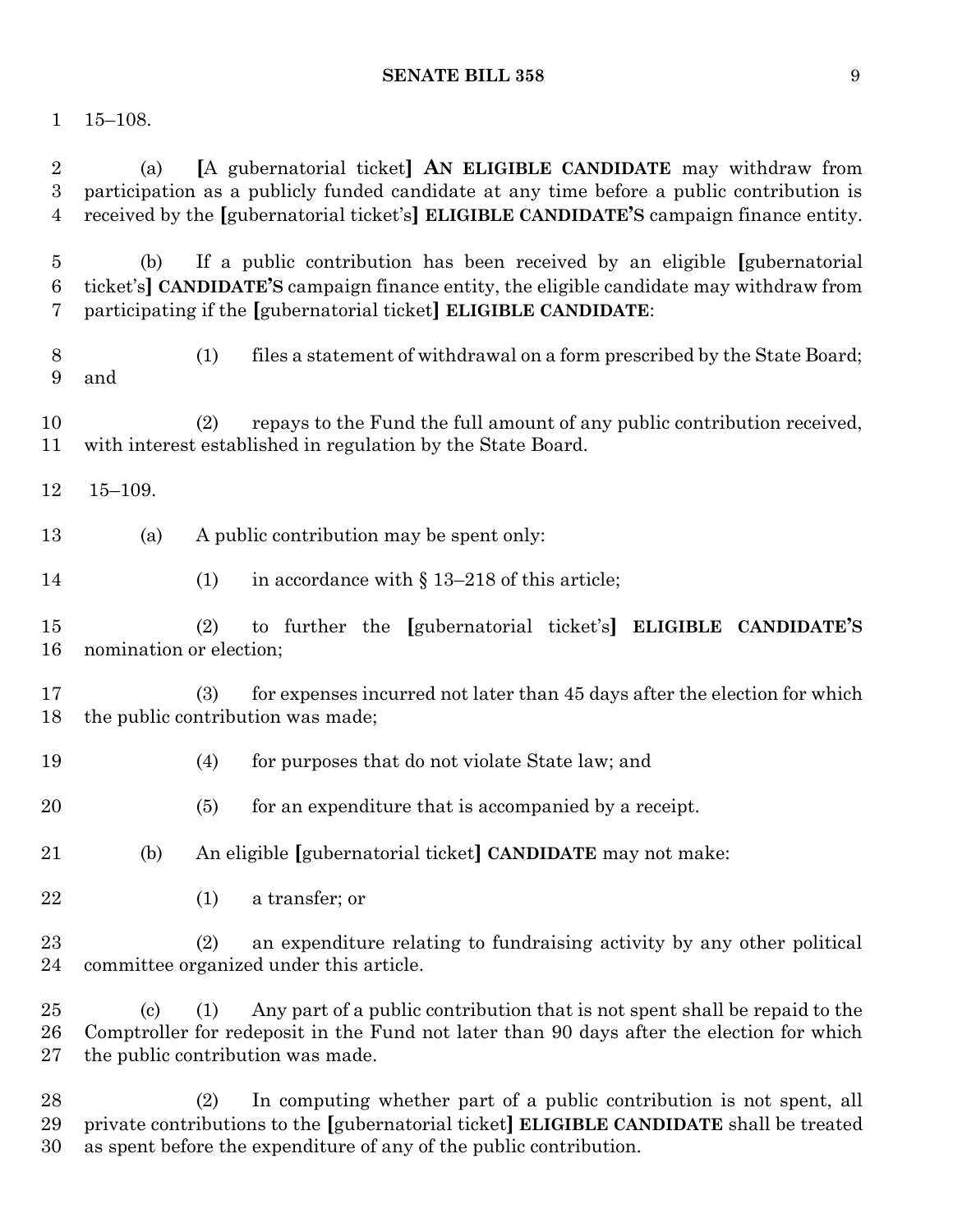15–108.

(a) [A gubernatorial ticket] **AN ELIGIBLE CANDIDATE** may withdraw from participation as a publicly funded candidate at any time before a public contribution is received by the [gubernatorial ticket's] **ELIGIBLE CANDIDATE'S** campaign finance entity.

(b) If a public contribution has been received by an eligible [gubernatorial ticket's] **CANDIDATE'S** campaign finance entity, the eligible candidate may withdraw from participating if the [gubernatorial ticket] **ELIGIBLE CANDIDATE**:

(1) files a statement of withdrawal on a form prescribed by the State Board; and

(2) repays to the Fund the full amount of any public contribution received, with interest established in regulation by the State Board.

15–109.

(a) A public contribution may be spent only:

(1) in accordance with § 13–218 of this article;

(2) to further the [gubernatorial ticket's] **ELIGIBLE CANDIDATE'S** nomination or election;

(3) for expenses incurred not later than 45 days after the election for which the public contribution was made;

(4) for purposes that do not violate State law; and

(5) for an expenditure that is accompanied by a receipt.

(b) An eligible [gubernatorial ticket] **CANDIDATE** may not make:

(1) a transfer; or

(2) an expenditure relating to fundraising activity by any other political committee organized under this article.

(c) (1) Any part of a public contribution that is not spent shall be repaid to the Comptroller for redeposit in the Fund not later than 90 days after the election for which the public contribution was made.

(2) In computing whether part of a public contribution is not spent, all private contributions to the [gubernatorial ticket] **ELIGIBLE CANDIDATE** shall be treated as spent before the expenditure of any of the public contribution.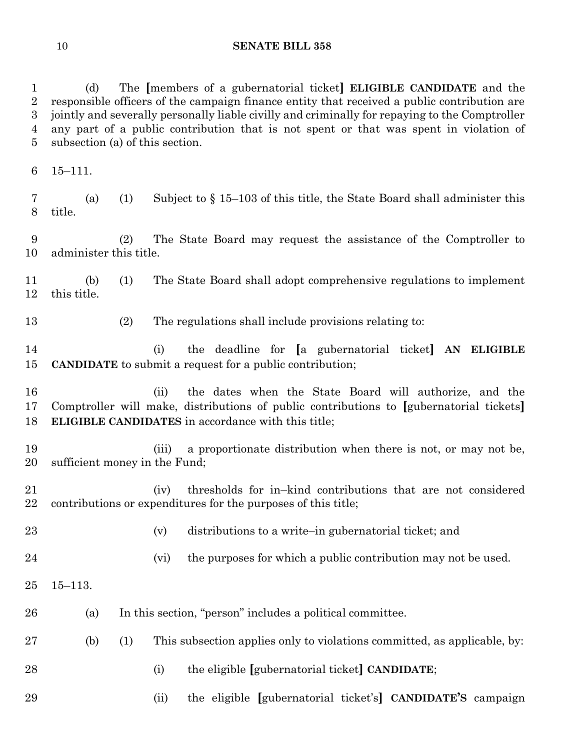(d) The [members of a gubernatorial ticket] **ELIGIBLE CANDIDATE** and the responsible officers of the campaign finance entity that received a public contribution are jointly and severally personally liable civilly and criminally for repaying to the Comptroller any part of a public contribution that is not spent or that was spent in violation of subsection (a) of this section.

15–111.

(a) (1) Subject to § 15–103 of this title, the State Board shall administer this title.

(2) The State Board may request the assistance of the Comptroller to administer this title.

(b) (1) The State Board shall adopt comprehensive regulations to implement this title.

(2) The regulations shall include provisions relating to:

(i) the deadline for [a gubernatorial ticket] **AN ELIGIBLE CANDIDATE** to submit a request for a public contribution;

(ii) the dates when the State Board will authorize, and the Comptroller will make, distributions of public contributions to [gubernatorial tickets] **ELIGIBLE CANDIDATES** in accordance with this title;

(iii) a proportionate distribution when there is not, or may not be, sufficient money in the Fund;

(iv) thresholds for in–kind contributions that are not considered contributions or expenditures for the purposes of this title;

(v) distributions to a write–in gubernatorial ticket; and

(vi) the purposes for which a public contribution may not be used.

15–113.

(a) In this section, "person" includes a political committee.

(b) (1) This subsection applies only to violations committed, as applicable, by:

(i) the eligible [gubernatorial ticket] **CANDIDATE**;

(ii) the eligible [gubernatorial ticket's] **CANDIDATE'S** campaign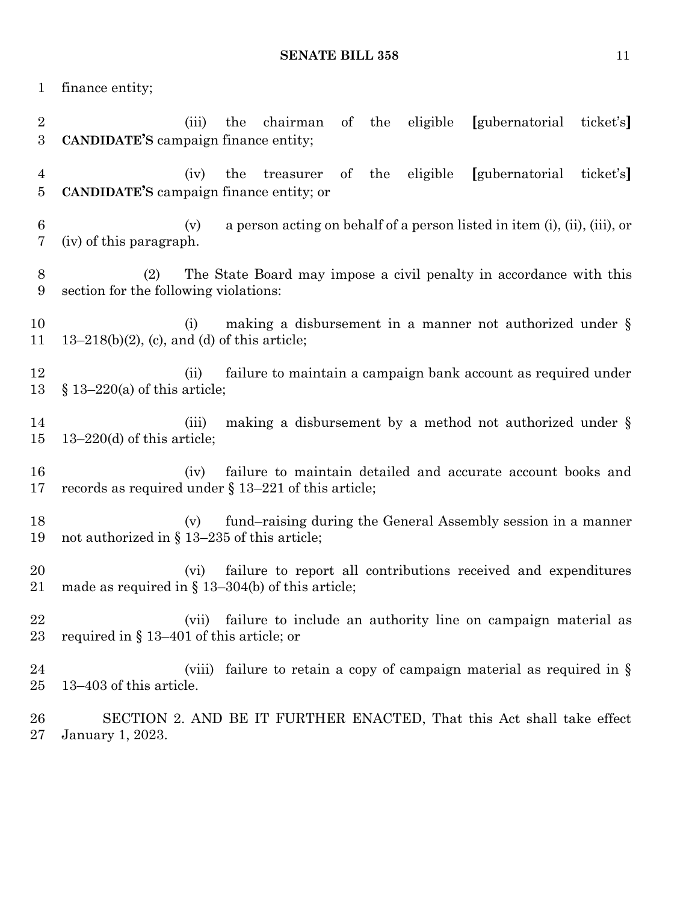finance entity;

(iii) the chairman of the eligible [gubernatorial ticket's] **CANDIDATE'S** campaign finance entity;

(iv) the treasurer of the eligible [gubernatorial ticket's] **CANDIDATE'S** campaign finance entity; or

(v) a person acting on behalf of a person listed in item (i), (ii), (iii), or (iv) of this paragraph.

(2) The State Board may impose a civil penalty in accordance with this section for the following violations:

(i) making a disbursement in a manner not authorized under § 13–218(b)(2), (c), and (d) of this article;

(ii) failure to maintain a campaign bank account as required under § 13–220(a) of this article;

(iii) making a disbursement by a method not authorized under § 13–220(d) of this article;

(iv) failure to maintain detailed and accurate account books and records as required under § 13–221 of this article;

(v) fund–raising during the General Assembly session in a manner not authorized in § 13–235 of this article;

(vi) failure to report all contributions received and expenditures made as required in § 13–304(b) of this article;

(vii) failure to include an authority line on campaign material as required in § 13–401 of this article; or

(viii) failure to retain a copy of campaign material as required in § 13–403 of this article.

SECTION 2. AND BE IT FURTHER ENACTED, That this Act shall take effect January 1, 2023.